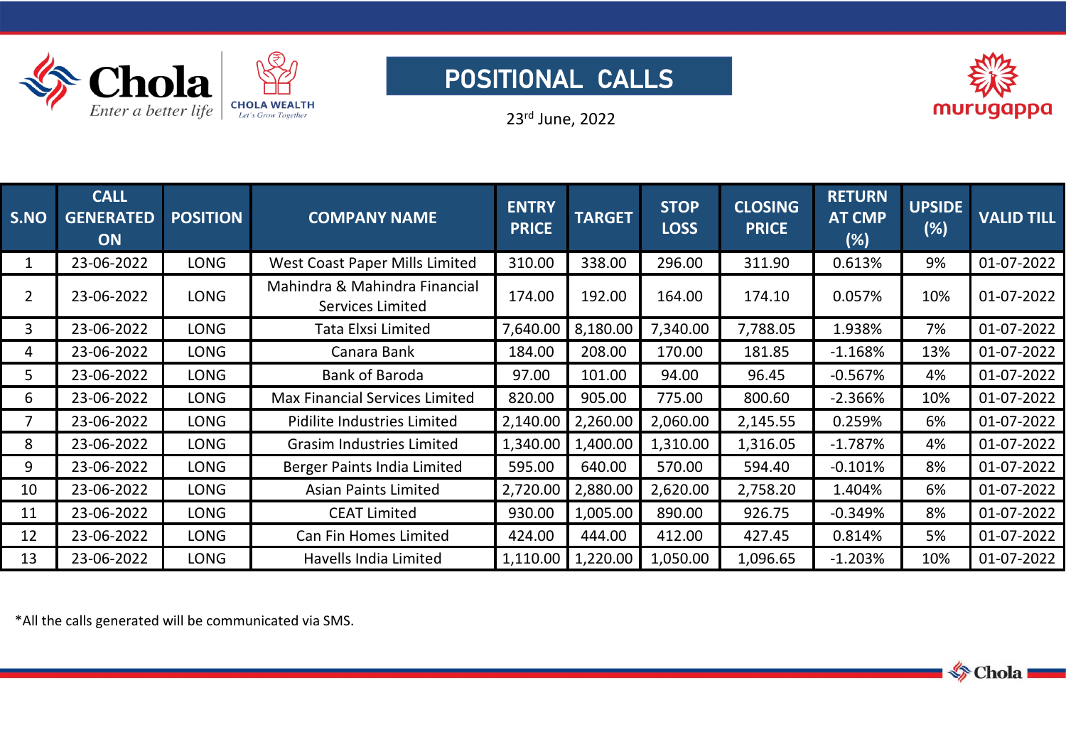# POSITIONAL CALLS

23rd June, 2022

| S.NO | CALL GENERATED ON | POSITION | COMPANY NAME | ENTRY PRICE | TARGET | STOP LOSS | CLOSING PRICE | RETURN AT CMP (%) | UPSIDE (%) | VALID TILL |
|---|---|---|---|---|---|---|---|---|---|---|
| 1 | 23-06-2022 | LONG | West Coast Paper Mills Limited | 310.00 | 338.00 | 296.00 | 311.90 | 0.613% | 9% | 01-07-2022 |
| 2 | 23-06-2022 | LONG | Mahindra & Mahindra Financial Services Limited | 174.00 | 192.00 | 164.00 | 174.10 | 0.057% | 10% | 01-07-2022 |
| 3 | 23-06-2022 | LONG | Tata Elxsi Limited | 7,640.00 | 8,180.00 | 7,340.00 | 7,788.05 | 1.938% | 7% | 01-07-2022 |
| 4 | 23-06-2022 | LONG | Canara Bank | 184.00 | 208.00 | 170.00 | 181.85 | -1.168% | 13% | 01-07-2022 |
| 5 | 23-06-2022 | LONG | Bank of Baroda | 97.00 | 101.00 | 94.00 | 96.45 | -0.567% | 4% | 01-07-2022 |
| 6 | 23-06-2022 | LONG | Max Financial Services Limited | 820.00 | 905.00 | 775.00 | 800.60 | -2.366% | 10% | 01-07-2022 |
| 7 | 23-06-2022 | LONG | Pidilite Industries Limited | 2,140.00 | 2,260.00 | 2,060.00 | 2,145.55 | 0.259% | 6% | 01-07-2022 |
| 8 | 23-06-2022 | LONG | Grasim Industries Limited | 1,340.00 | 1,400.00 | 1,310.00 | 1,316.05 | -1.787% | 4% | 01-07-2022 |
| 9 | 23-06-2022 | LONG | Berger Paints India Limited | 595.00 | 640.00 | 570.00 | 594.40 | -0.101% | 8% | 01-07-2022 |
| 10 | 23-06-2022 | LONG | Asian Paints Limited | 2,720.00 | 2,880.00 | 2,620.00 | 2,758.20 | 1.404% | 6% | 01-07-2022 |
| 11 | 23-06-2022 | LONG | CEAT Limited | 930.00 | 1,005.00 | 890.00 | 926.75 | -0.349% | 8% | 01-07-2022 |
| 12 | 23-06-2022 | LONG | Can Fin Homes Limited | 424.00 | 444.00 | 412.00 | 427.45 | 0.814% | 5% | 01-07-2022 |
| 13 | 23-06-2022 | LONG | Havells India Limited | 1,110.00 | 1,220.00 | 1,050.00 | 1,096.65 | -1.203% | 10% | 01-07-2022 |

*All the calls generated will be communicated via SMS.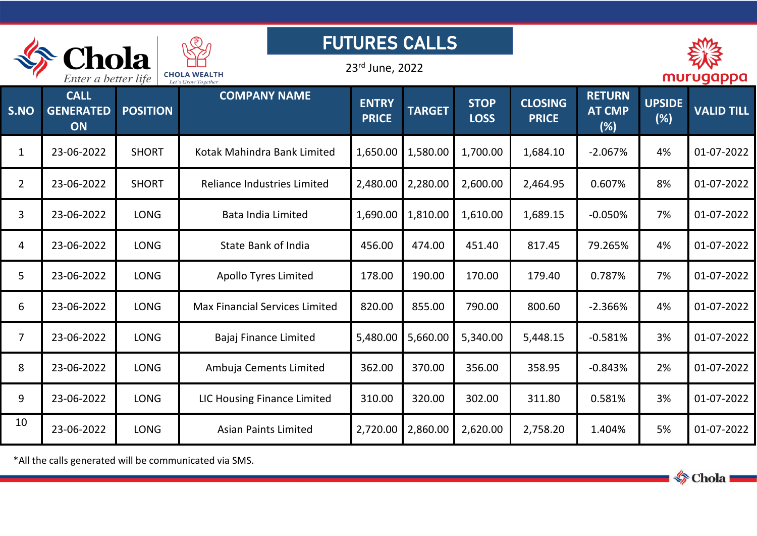# FUTURES CALLS

23rd June, 2022

| S.NO | CALL GENERATED ON | POSITION | COMPANY NAME | ENTRY PRICE | TARGET | STOP LOSS | CLOSING PRICE | RETURN AT CMP (%) | UPSIDE (%) | VALID TILL |
|---|---|---|---|---|---|---|---|---|---|---|
| 1 | 23-06-2022 | SHORT | Kotak Mahindra Bank Limited | 1,650.00 | 1,580.00 | 1,700.00 | 1,684.10 | -2.067% | 4% | 01-07-2022 |
| 2 | 23-06-2022 | SHORT | Reliance Industries Limited | 2,480.00 | 2,280.00 | 2,600.00 | 2,464.95 | 0.607% | 8% | 01-07-2022 |
| 3 | 23-06-2022 | LONG | Bata India Limited | 1,690.00 | 1,810.00 | 1,610.00 | 1,689.15 | -0.050% | 7% | 01-07-2022 |
| 4 | 23-06-2022 | LONG | State Bank of India | 456.00 | 474.00 | 451.40 | 817.45 | 79.265% | 4% | 01-07-2022 |
| 5 | 23-06-2022 | LONG | Apollo Tyres Limited | 178.00 | 190.00 | 170.00 | 179.40 | 0.787% | 7% | 01-07-2022 |
| 6 | 23-06-2022 | LONG | Max Financial Services Limited | 820.00 | 855.00 | 790.00 | 800.60 | -2.366% | 4% | 01-07-2022 |
| 7 | 23-06-2022 | LONG | Bajaj Finance Limited | 5,480.00 | 5,660.00 | 5,340.00 | 5,448.15 | -0.581% | 3% | 01-07-2022 |
| 8 | 23-06-2022 | LONG | Ambuja Cements Limited | 362.00 | 370.00 | 356.00 | 358.95 | -0.843% | 2% | 01-07-2022 |
| 9 | 23-06-2022 | LONG | LIC Housing Finance Limited | 310.00 | 320.00 | 302.00 | 311.80 | 0.581% | 3% | 01-07-2022 |
| 10 | 23-06-2022 | LONG | Asian Paints Limited | 2,720.00 | 2,860.00 | 2,620.00 | 2,758.20 | 1.404% | 5% | 01-07-2022 |

*All the calls generated will be communicated via SMS.